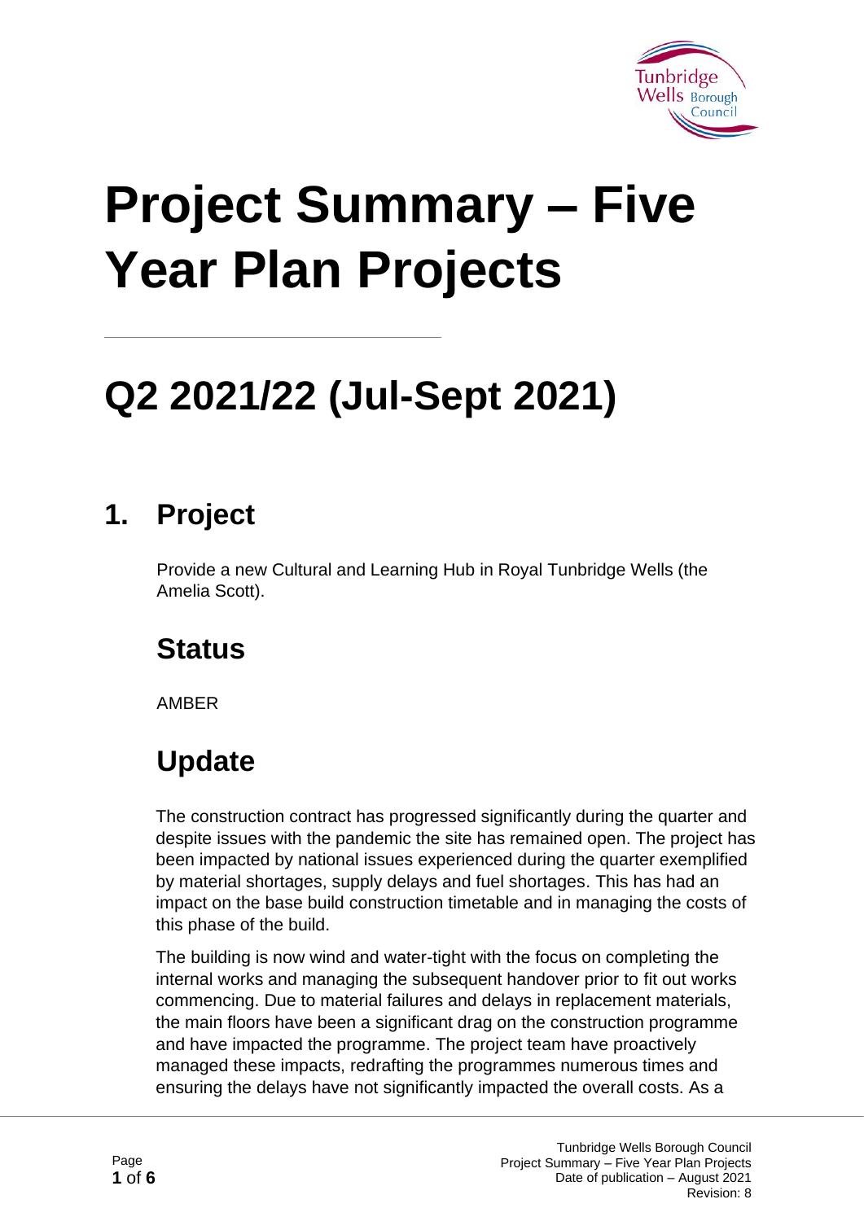# Project Summary – Five Year Plan Projects

# Q2 2021/22 (Jul-Sept 2021)

## 1. Project

Provide a new Cultural and Learning Hub in Royal Tunbridge Wells (the Amelia Scott).

## Status

AMBER

## Update

The construction contract has progressed significantly during the quarter and despite issues with the pandemic the site has remained open. The project has been impacted by national issues experienced during the quarter exemplified by material shortages, supply delays and fuel shortages. This has had an impact on the base build construction timetable and in managing the costs of this phase of the build.

The building is now wind and water-tight with the focus on completing the internal works and managing the subsequent handover prior to fit out works commencing. Due to material failures and delays in replacement materials, the main floors have been a significant drag on the construction programme and have impacted the programme. The project team have proactively managed these impacts, redrafting the programmes numerous times and ensuring the delays have not significantly impacted the overall costs. As a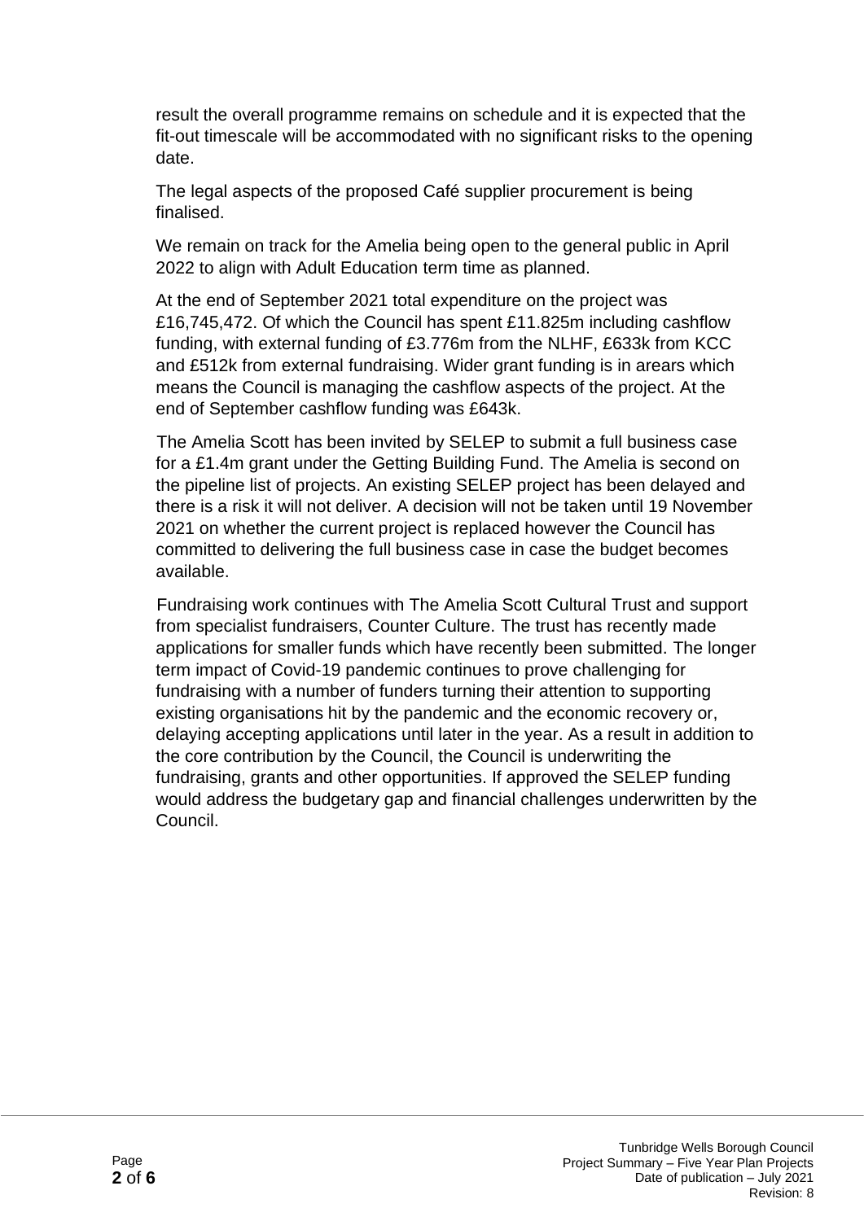result the overall programme remains on schedule and it is expected that the fit-out timescale will be accommodated with no significant risks to the opening date.

The legal aspects of the proposed Café supplier procurement is being finalised.

We remain on track for the Amelia being open to the general public in April 2022 to align with Adult Education term time as planned.

At the end of September 2021 total expenditure on the project was £16,745,472. Of which the Council has spent £11.825m including cashflow funding, with external funding of £3.776m from the NLHF, £633k from KCC and £512k from external fundraising. Wider grant funding is in arears which means the Council is managing the cashflow aspects of the project. At the end of September cashflow funding was £643k.

The Amelia Scott has been invited by SELEP to submit a full business case for a £1.4m grant under the Getting Building Fund. The Amelia is second on the pipeline list of projects. An existing SELEP project has been delayed and there is a risk it will not deliver. A decision will not be taken until 19 November 2021 on whether the current project is replaced however the Council has committed to delivering the full business case in case the budget becomes available.

Fundraising work continues with The Amelia Scott Cultural Trust and support from specialist fundraisers, Counter Culture. The trust has recently made applications for smaller funds which have recently been submitted. The longer term impact of Covid-19 pandemic continues to prove challenging for fundraising with a number of funders turning their attention to supporting existing organisations hit by the pandemic and the economic recovery or, delaying accepting applications until later in the year. As a result in addition to the core contribution by the Council, the Council is underwriting the fundraising, grants and other opportunities. If approved the SELEP funding would address the budgetary gap and financial challenges underwritten by the Council.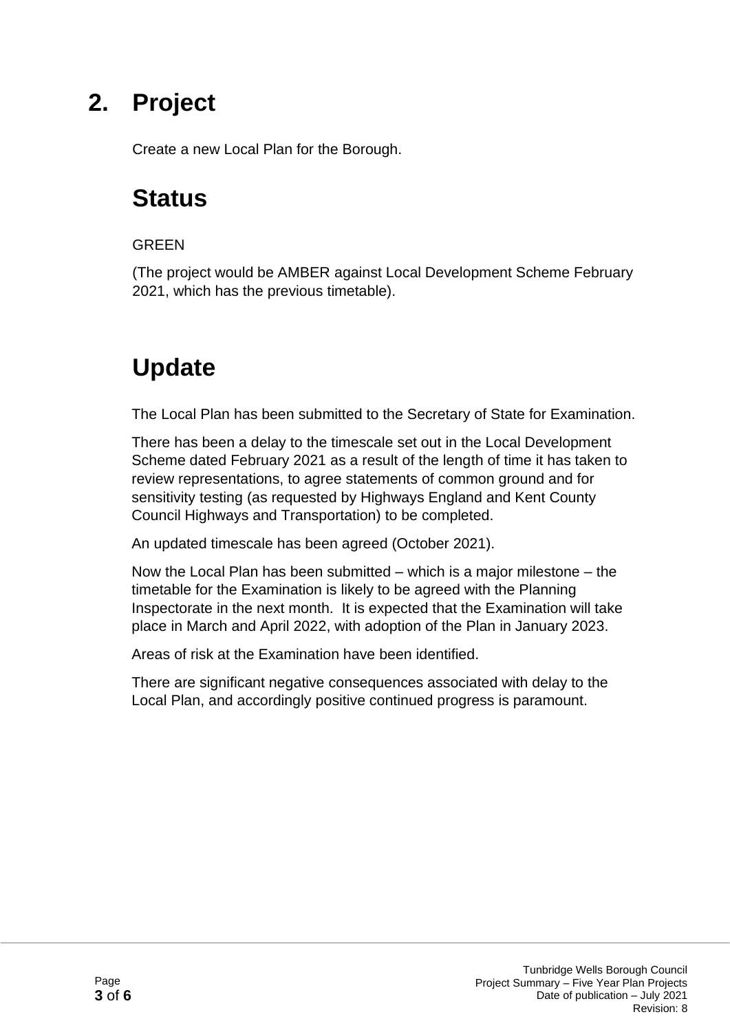# 2. Project

Create a new Local Plan for the Borough.

## Status

GREEN

(The project would be AMBER against Local Development Scheme February 2021, which has the previous timetable).

## Update

The Local Plan has been submitted to the Secretary of State for Examination.

There has been a delay to the timescale set out in the Local Development Scheme dated February 2021 as a result of the length of time it has taken to review representations, to agree statements of common ground and for sensitivity testing (as requested by Highways England and Kent County Council Highways and Transportation) to be completed.

An updated timescale has been agreed (October 2021).

Now the Local Plan has been submitted – which is a major milestone – the timetable for the Examination is likely to be agreed with the Planning Inspectorate in the next month. It is expected that the Examination will take place in March and April 2022, with adoption of the Plan in January 2023.

Areas of risk at the Examination have been identified.

There are significant negative consequences associated with delay to the Local Plan, and accordingly positive continued progress is paramount.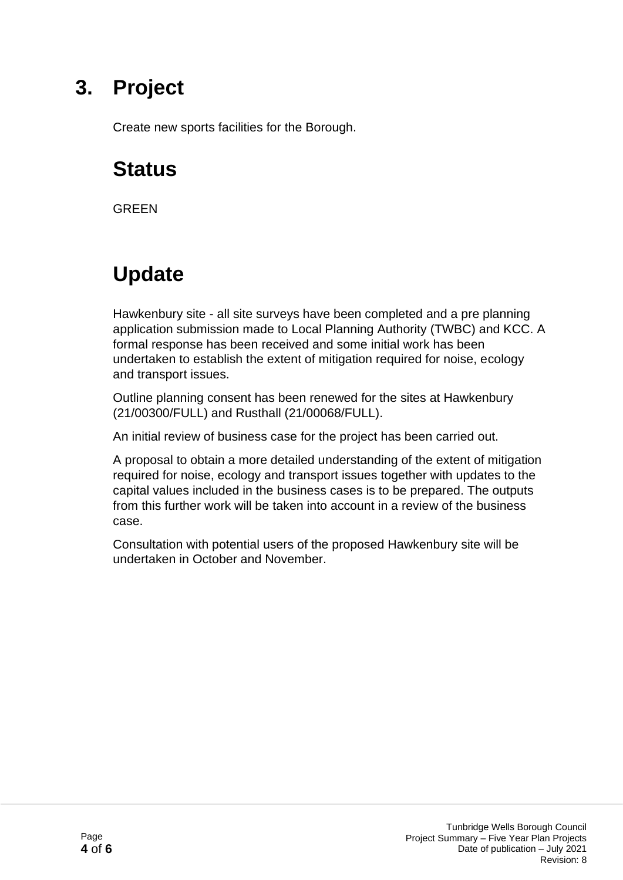# 3. Project

Create new sports facilities for the Borough.

## Status

GREEN

## Update

Hawkenbury site - all site surveys have been completed and a pre planning application submission made to Local Planning Authority (TWBC) and KCC. A formal response has been received and some initial work has been undertaken to establish the extent of mitigation required for noise, ecology and transport issues.

Outline planning consent has been renewed for the sites at Hawkenbury (21/00300/FULL) and Rusthall (21/00068/FULL).

An initial review of business case for the project has been carried out.

A proposal to obtain a more detailed understanding of the extent of mitigation required for noise, ecology and transport issues together with updates to the capital values included in the business cases is to be prepared. The outputs from this further work will be taken into account in a review of the business case.

Consultation with potential users of the proposed Hawkenbury site will be undertaken in October and November.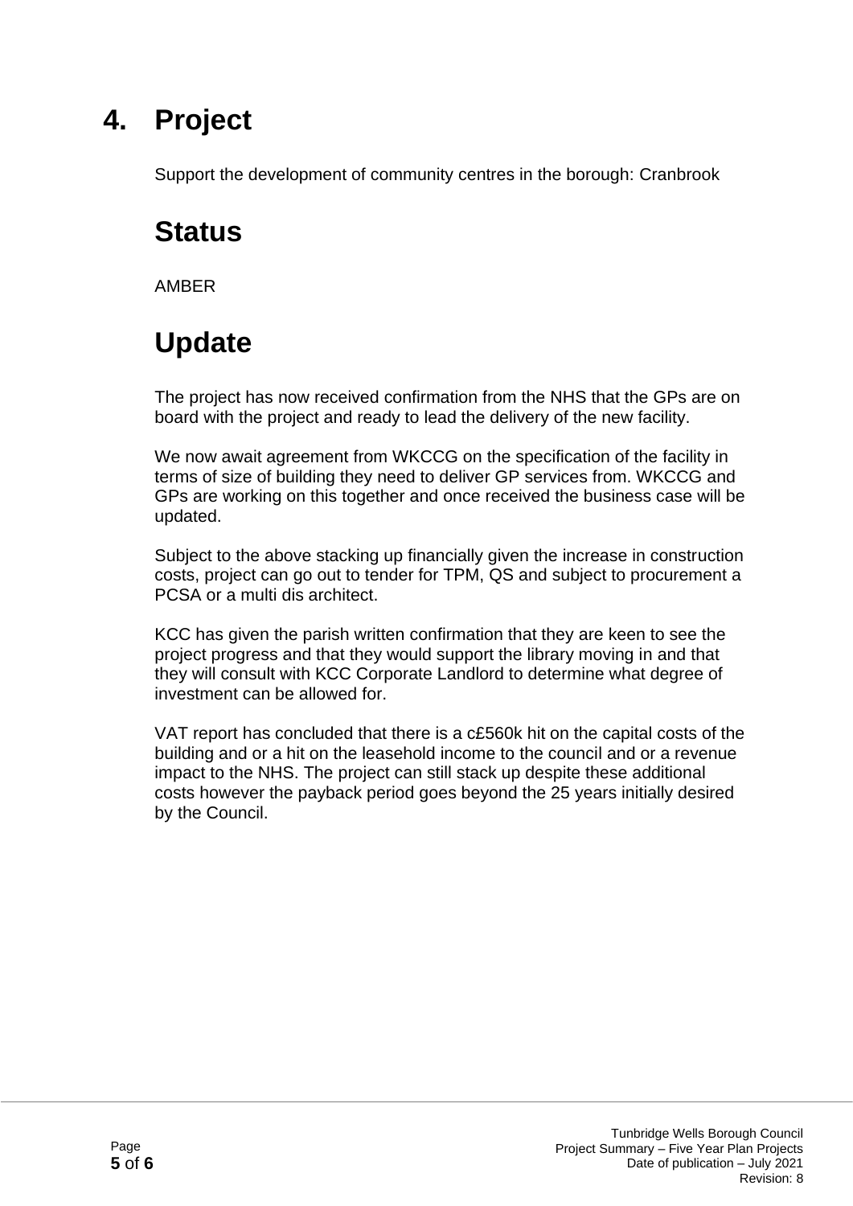# 4. Project

Support the development of community centres in the borough: Cranbrook

# Status

AMBER

# Update

The project has now received confirmation from the NHS that the GPs are on board with the project and ready to lead the delivery of the new facility.

We now await agreement from WKCCG on the specification of the facility in terms of size of building they need to deliver GP services from. WKCCG and GPs are working on this together and once received the business case will be updated.

Subject to the above stacking up financially given the increase in construction costs, project can go out to tender for TPM, QS and subject to procurement a PCSA or a multi dis architect.

KCC has given the parish written confirmation that they are keen to see the project progress and that they would support the library moving in and that they will consult with KCC Corporate Landlord to determine what degree of investment can be allowed for.

VAT report has concluded that there is a c£560k hit on the capital costs of the building and or a hit on the leasehold income to the council and or a revenue impact to the NHS. The project can still stack up despite these additional costs however the payback period goes beyond the 25 years initially desired by the Council.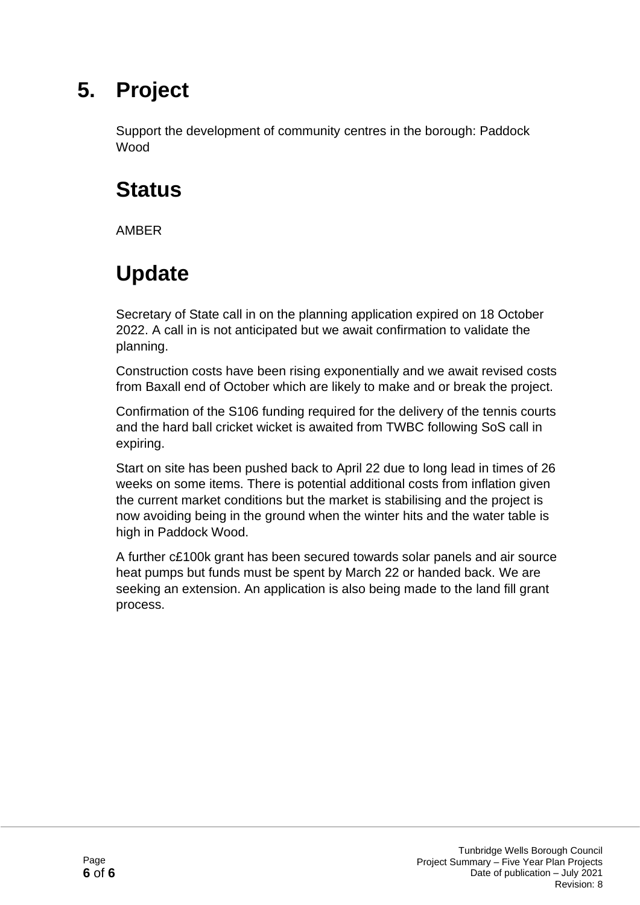# 5. Project

Support the development of community centres in the borough: Paddock Wood

# Status

AMBER

# Update

Secretary of State call in on the planning application expired on 18 October 2022. A call in is not anticipated but we await confirmation to validate the planning.

Construction costs have been rising exponentially and we await revised costs from Baxall end of October which are likely to make and or break the project.

Confirmation of the S106 funding required for the delivery of the tennis courts and the hard ball cricket wicket is awaited from TWBC following SoS call in expiring.

Start on site has been pushed back to April 22 due to long lead in times of 26 weeks on some items. There is potential additional costs from inflation given the current market conditions but the market is stabilising and the project is now avoiding being in the ground when the winter hits and the water table is high in Paddock Wood.

A further c£100k grant has been secured towards solar panels and air source heat pumps but funds must be spent by March 22 or handed back. We are seeking an extension. An application is also being made to the land fill grant process.